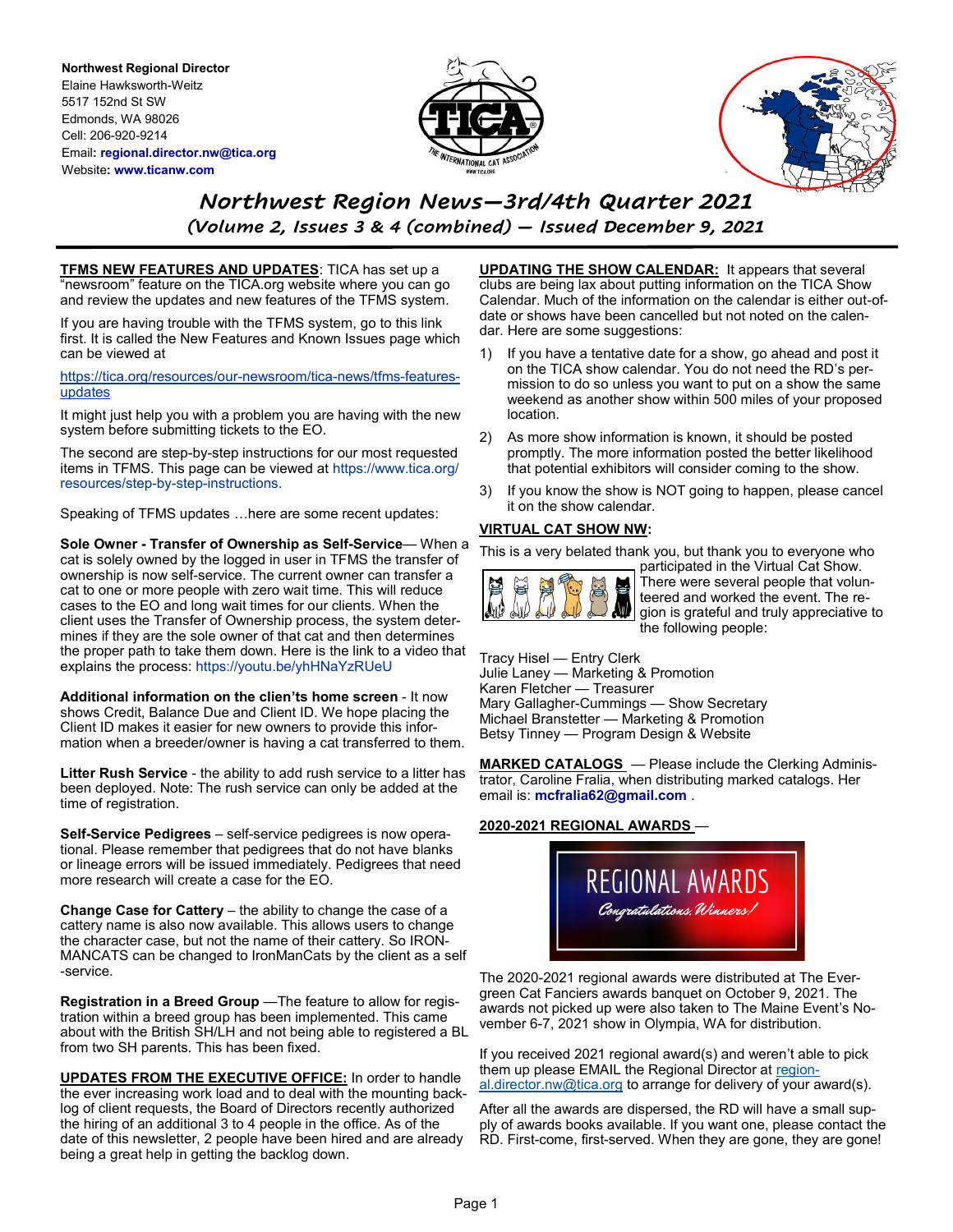**Northwest Regional Director**
Elaine Hawksworth-Weitz
5517 152nd St SW
Edmonds, WA 98026
Cell: 206-920-9214
Email: **regional.director.nw@tica.org**
Website: **www.ticanw.com**

# Northwest Region News—3rd/4th Quarter 2021

## (Volume 2, Issues 3 & 4 (combined) — Issued December 9, 2021

**TFMS NEW FEATURES AND UPDATES**: TICA has set up a "newsroom" feature on the TICA.org website where you can go and review the updates and new features of the TFMS system.

If you are having trouble with the TFMS system, go to this link first. It is called the New Features and Known Issues page which can be viewed at

https://tica.org/resources/our-newsroom/tica-news/tfms-features-updates

It might just help you with a problem you are having with the new system before submitting tickets to the EO.

The second are step-by-step instructions for our most requested items in TFMS. This page can be viewed at https://www.tica.org/resources/step-by-step-instructions.

Speaking of TFMS updates …here are some recent updates:

**Sole Owner - Transfer of Ownership as Self-Service**— When a cat is solely owned by the logged in user in TFMS the transfer of ownership is now self-service. The current owner can transfer a cat to one or more people with zero wait time. This will reduce cases to the EO and long wait times for our clients. When the client uses the Transfer of Ownership process, the system determines if they are the sole owner of that cat and then determines the proper path to take them down. Here is the link to a video that explains the process: https://youtu.be/yhHNaYzRUeU

**Additional information on the clien'ts home screen** - It now shows Credit, Balance Due and Client ID. We hope placing the Client ID makes it easier for new owners to provide this information when a breeder/owner is having a cat transferred to them.

**Litter Rush Service** - the ability to add rush service to a litter has been deployed. Note: The rush service can only be added at the time of registration.

**Self-Service Pedigrees** – self-service pedigrees is now operational. Please remember that pedigrees that do not have blanks or lineage errors will be issued immediately. Pedigrees that need more research will create a case for the EO.

**Change Case for Cattery** – the ability to change the case of a cattery name is also now available. This allows users to change the character case, but not the name of their cattery. So IRONMANCATS can be changed to IronManCats by the client as a self-service.

**Registration in a Breed Group** —The feature to allow for registration within a breed group has been implemented. This came about with the British SH/LH and not being able to registered a BL from two SH parents. This has been fixed.

**UPDATES FROM THE EXECUTIVE OFFICE:** In order to handle the ever increasing work load and to deal with the mounting backlog of client requests, the Board of Directors recently authorized the hiring of an additional 3 to 4 people in the office. As of the date of this newsletter, 2 people have been hired and are already being a great help in getting the backlog down.

**UPDATING THE SHOW CALENDAR:** It appears that several clubs are being lax about putting information on the TICA Show Calendar. Much of the information on the calendar is either out-of-date or shows have been cancelled but not noted on the calendar. Here are some suggestions:

1) If you have a tentative date for a show, go ahead and post it on the TICA show calendar. You do not need the RD's permission to do so unless you want to put on a show the same weekend as another show within 500 miles of your proposed location.
2) As more show information is known, it should be posted promptly. The more information posted the better likelihood that potential exhibitors will consider coming to the show.
3) If you know the show is NOT going to happen, please cancel it on the show calendar.

**VIRTUAL CAT SHOW NW:**

This is a very belated thank you, but thank you to everyone who participated in the Virtual Cat Show. There were several people that volunteered and worked the event. The region is grateful and truly appreciative to the following people:

Tracy Hisel — Entry Clerk
Julie Laney — Marketing & Promotion
Karen Fletcher — Treasurer
Mary Gallagher-Cummings — Show Secretary
Michael Branstetter — Marketing & Promotion
Betsy Tinney — Program Design & Website

**MARKED CATALOGS** — Please include the Clerking Administrator, Caroline Fralia, when distributing marked catalogs. Her email is: **mcfralia62@gmail.com** .

**2020-2021 REGIONAL AWARDS** —

REGIONAL AWARDS
*Congratulations, Winners!*

The 2020-2021 regional awards were distributed at The Evergreen Cat Fanciers awards banquet on October 9, 2021. The awards not picked up were also taken to The Maine Event's November 6-7, 2021 show in Olympia, WA for distribution.

If you received 2021 regional award(s) and weren't able to pick them up please EMAIL the Regional Director at regional.director.nw@tica.org to arrange for delivery of your award(s).

After all the awards are dispersed, the RD will have a small supply of awards books available. If you want one, please contact the RD. First-come, first-served. When they are gone, they are gone!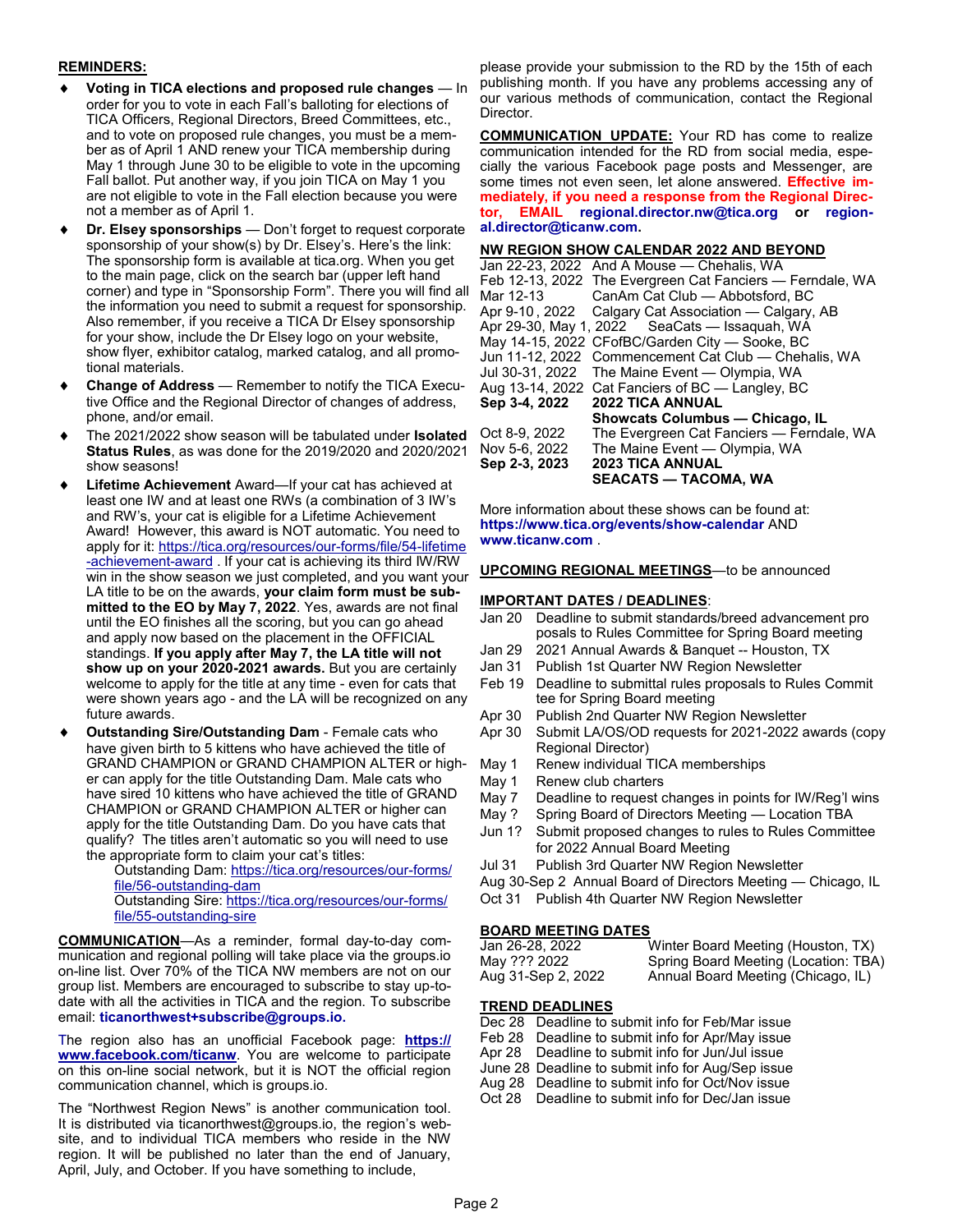## REMINDERS:

- **Voting in TICA elections and proposed rule changes** — In order for you to vote in each Fall's balloting for elections of TICA Officers, Regional Directors, Breed Committees, etc., and to vote on proposed rule changes, you must be a member as of April 1 AND renew your TICA membership during May 1 through June 30 to be eligible to vote in the upcoming Fall ballot. Put another way, if you join TICA on May 1 you are not eligible to vote in the Fall election because you were not a member as of April 1.
- **Dr. Elsey sponsorships** — Don't forget to request corporate sponsorship of your show(s) by Dr. Elsey's. Here's the link: The sponsorship form is available at tica.org. When you get to the main page, click on the search bar (upper left hand corner) and type in "Sponsorship Form". There you will find all the information you need to submit a request for sponsorship. Also remember, if you receive a TICA Dr Elsey sponsorship for your show, include the Dr Elsey logo on your website, show flyer, exhibitor catalog, marked catalog, and all promotional materials.
- **Change of Address** — Remember to notify the TICA Executive Office and the Regional Director of changes of address, phone, and/or email.
- The 2021/2022 show season will be tabulated under **Isolated Status Rules**, as was done for the 2019/2020 and 2020/2021 show seasons!
- **Lifetime Achievement** Award—If your cat has achieved at least one IW and at least one RWs (a combination of 3 IW's and RW's, your cat is eligible for a Lifetime Achievement Award! However, this award is NOT automatic. You need to apply for it: https://tica.org/resources/our-forms/file/54-lifetime-achievement-award . If your cat is achieving its third IW/RW win in the show season we just completed, and you want your LA title to be on the awards, **your claim form must be submitted to the EO by May 7, 2022**. Yes, awards are not final until the EO finishes all the scoring, but you can go ahead and apply now based on the placement in the OFFICIAL standings. **If you apply after May 7, the LA title will not show up on your 2020-2021 awards.** But you are certainly welcome to apply for the title at any time - even for cats that were shown years ago - and the LA will be recognized on any future awards.
- **Outstanding Sire/Outstanding Dam** - Female cats who have given birth to 5 kittens who have achieved the title of GRAND CHAMPION or GRAND CHAMPION ALTER or higher can apply for the title Outstanding Dam. Male cats who have sired 10 kittens who have achieved the title of GRAND CHAMPION or GRAND CHAMPION ALTER or higher can apply for the title Outstanding Dam. Do you have cats that qualify? The titles aren't automatic so you will need to use the appropriate form to claim your cat's titles:
  - Outstanding Dam: https://tica.org/resources/our-forms/file/56-outstanding-dam
  - Outstanding Sire: https://tica.org/resources/our-forms/file/55-outstanding-sire

**COMMUNICATION**—As a reminder, formal day-to-day communication and regional polling will take place via the groups.io on-line list. Over 70% of the TICA NW members are not on our group list. Members are encouraged to subscribe to stay up-to-date with all the activities in TICA and the region. To subscribe email: **ticanorthwest+subscribe@groups.io.**

The region also has an unofficial Facebook page: **https://www.facebook.com/ticanw**. You are welcome to participate on this on-line social network, but it is NOT the official region communication channel, which is groups.io.

The "Northwest Region News" is another communication tool. It is distributed via ticanorthwest@groups.io, the region's website, and to individual TICA members who reside in the NW region. It will be published no later than the end of January, April, July, and October. If you have something to include, please provide your submission to the RD by the 15th of each publishing month. If you have any problems accessing any of our various methods of communication, contact the Regional Director.

**COMMUNICATION UPDATE:** Your RD has come to realize communication intended for the RD from social media, especially the various Facebook page posts and Messenger, are some times not even seen, let alone answered. **Effective immediately, if you need a response from the Regional Director, EMAIL regional.director.nw@tica.org or regional.director@ticanw.com.**

## NW REGION SHOW CALENDAR 2022 AND BEYOND

| | |
|---|---|
| Jan 22-23, 2022 | And A Mouse — Chehalis, WA |
| Feb 12-13, 2022 | The Evergreen Cat Fanciers — Ferndale, WA |
| Mar 12-13 | CanAm Cat Club — Abbotsford, BC |
| Apr 9-10 , 2022 | Calgary Cat Association — Calgary, AB |
| Apr 29-30, May 1, 2022 | SeaCats — Issaquah, WA |
| May 14-15, 2022 | CFofBC/Garden City — Sooke, BC |
| Jun 11-12, 2022 | Commencement Cat Club — Chehalis, WA |
| Jul 30-31, 2022 | The Maine Event — Olympia, WA |
| Aug 13-14, 2022 | Cat Fanciers of BC — Langley, BC |
| **Sep 3-4, 2022** | **2022 TICA ANNUAL Showcats Columbus — Chicago, IL** |
| Oct 8-9, 2022 | The Evergreen Cat Fanciers — Ferndale, WA |
| Nov 5-6, 2022 | The Maine Event — Olympia, WA |
| **Sep 2-3, 2023** | **2023 TICA ANNUAL SEACATS — TACOMA, WA** |

More information about these shows can be found at: **https://www.tica.org/events/show-calendar** AND **www.ticanw.com** .

**UPCOMING REGIONAL MEETINGS**—to be announced

## IMPORTANT DATES / DEADLINES:

| | |
|---|---|
| Jan 20 | Deadline to submit standards/breed advancement pro posals to Rules Committee for Spring Board meeting |
| Jan 29 | 2021 Annual Awards & Banquet -- Houston, TX |
| Jan 31 | Publish 1st Quarter NW Region Newsletter |
| Feb 19 | Deadline to submittal rules proposals to Rules Commit tee for Spring Board meeting |
| Apr 30 | Publish 2nd Quarter NW Region Newsletter |
| Apr 30 | Submit LA/OS/OD requests for 2021-2022 awards (copy Regional Director) |
| May 1 | Renew individual TICA memberships |
| May 1 | Renew club charters |
| May 7 | Deadline to request changes in points for IW/Reg'l wins |
| May ? | Spring Board of Directors Meeting — Location TBA |
| Jun 1? | Submit proposed changes to rules to Rules Committee for 2022 Annual Board Meeting |
| Jul 31 | Publish 3rd Quarter NW Region Newsletter |
| Aug 30-Sep 2 | Annual Board of Directors Meeting — Chicago, IL |
| Oct 31 | Publish 4th Quarter NW Region Newsletter |

## BOARD MEETING DATES

| | |
|---|---|
| Jan 26-28, 2022 | Winter Board Meeting (Houston, TX) |
| May ??? 2022 | Spring Board Meeting (Location: TBA) |
| Aug 31-Sep 2, 2022 | Annual Board Meeting (Chicago, IL) |

## TREND DEADLINES

| | |
|---|---|
| Dec 28 | Deadline to submit info for Feb/Mar issue |
| Feb 28 | Deadline to submit info for Apr/May issue |
| Apr 28 | Deadline to submit info for Jun/Jul issue |
| June 28 | Deadline to submit info for Aug/Sep issue |
| Aug 28 | Deadline to submit info for Oct/Nov issue |
| Oct 28 | Deadline to submit info for Dec/Jan issue |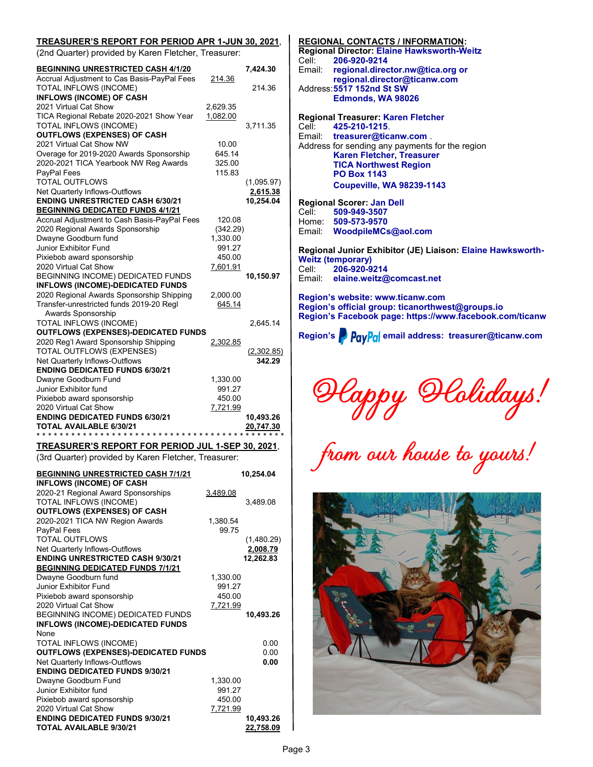## TREASURER'S REPORT FOR PERIOD APR 1-JUN 30, 2021,

(2nd Quarter) provided by Karen Fletcher, Treasurer:

| | | |
|---|---|---|
| **BEGINNING UNRESTRICTED CASH 4/1/20** | | **7,424.30** |
| Accrual Adjustment to Cas Basis-PayPal Fees | 214.36 | |
| TOTAL INFLOWS (INCOME) | | 214.36 |
| **INFLOWS (INCOME) OF CASH** | | |
| 2021 Virtual Cat Show | 2,629.35 | |
| TICA Regional Rebate 2020-2021 Show Year | 1,082.00 | |
| TOTAL INFLOWS (INCOME) | | 3,711.35 |
| **OUTFLOWS (EXPENSES) OF CASH** | | |
| 2021 Virtual Cat Show NW | 10.00 | |
| Overage for 2019-2020 Awards Sponsorship | 645.14 | |
| 2020-2021 TICA Yearbook NW Reg Awards | 325.00 | |
| PayPal Fees | 115.83 | |
| TOTAL OUTFLOWS | | (1,095.97) |
| Net Quarterly Inflows-Outflows | | **2,615.38** |
| **ENDING UNRESTRICTED CASH 6/30/21** | | **10,254.04** |
| **BEGINNING DEDICATED FUNDS 4/1/21** | | |
| Accrual Adjustment to Cash Basis-PayPal Fees | 120.08 | |
| 2020 Regional Awards Sponsorship | (342.29) | |
| Dwayne Goodburn fund | 1,330.00 | |
| Junior Exhibitor Fund | 991.27 | |
| Pixiebob award sponsorship | 450.00 | |
| 2020 Virtual Cat Show | 7,601.91 | |
| BEGINNING INCOME) DEDICATED FUNDS | | **10,150.97** |
| **INFLOWS (INCOME)-DEDICATED FUNDS** | | |
| 2020 Regional Awards Sponsorship Shipping | 2,000.00 | |
| Transfer-unrestricted funds 2019-20 Regl Awards Sponsorship | 645.14 | |
| TOTAL INFLOWS (INCOME) | | 2,645.14 |
| **OUTFLOWS (EXPENSES)-DEDICATED FUNDS** | | |
| 2020 Reg'l Award Sponsorship Shipping | 2,302.85 | |
| TOTAL OUTFLOWS (EXPENSES) | | (2,302.85) |
| Net Quarterly Inflows-Outflows | | **342.29** |
| **ENDING DEDICATED FUNDS 6/30/21** | | |
| Dwayne Goodburn Fund | 1,330.00 | |
| Junior Exhibitor fund | 991.27 | |
| Pixiebob award sponsorship | 450.00 | |
| 2020 Virtual Cat Show | 7,721.99 | |
| **ENDING DEDICATED FUNDS 6/30/21** | | **10,493.26** |
| **TOTAL AVAILABLE 6/30/21** | | **20,747.30** |

* * * * * * * * * * * * * * * * * * * * * * * * * * * * * * * * * * * * * * * *

## TREASURER'S REPORT FOR PERIOD JUL 1-SEP 30, 2021,

(3rd Quarter) provided by Karen Fletcher, Treasurer:

| | | |
|---|---|---|
| **BEGINNING UNRESTRICTED CASH 7/1/21** | | **10,254.04** |
| **INFLOWS (INCOME) OF CASH** | | |
| 2020-21 Regional Award Sponsorships | 3,489.08 | |
| TOTAL INFLOWS (INCOME) | | 3,489.08 |
| **OUTFLOWS (EXPENSES) OF CASH** | | |
| 2020-2021 TICA NW Region Awards | 1,380.54 | |
| PayPal Fees | 99.75 | |
| TOTAL OUTFLOWS | | (1,480.29) |
| Net Quarterly Inflows-Outflows | | **2,008.79** |
| **ENDING UNRESTRICTED CASH 9/30/21** | | **12,262.83** |
| **BEGINNING DEDICATED FUNDS 7/1/21** | | |
| Dwayne Goodburn fund | 1,330.00 | |
| Junior Exhibitor Fund | 991.27 | |
| Pixiebob award sponsorship | 450.00 | |
| 2020 Virtual Cat Show | 7,721.99 | |
| BEGINNING INCOME) DEDICATED FUNDS | | **10,493.26** |
| **INFLOWS (INCOME)-DEDICATED FUNDS** | | |
| None | | |
| TOTAL INFLOWS (INCOME) | | 0.00 |
| **OUTFLOWS (EXPENSES)-DEDICATED FUNDS** | | 0.00 |
| Net Quarterly Inflows-Outflows | | **0.00** |
| **ENDING DEDICATED FUNDS 9/30/21** | | |
| Dwayne Goodburn Fund | 1,330.00 | |
| Junior Exhibitor fund | 991.27 | |
| Pixiebob award sponsorship | 450.00 | |
| 2020 Virtual Cat Show | 7,721.99 | |
| **ENDING DEDICATED FUNDS 9/30/21** | | **10,493.26** |
| **TOTAL AVAILABLE 9/30/21** | | **22,758.09** |

## REGIONAL CONTACTS / INFORMATION:

**Regional Director: Elaine Hawksworth-Weitz**
Cell: **206-920-9214**
Email: **regional.director.nw@tica.org or regional.director@ticanw.com**
Address: **5517 152nd St SW**
**Edmonds, WA 98026**

**Regional Treasurer: Karen Fletcher**
Cell: **425-210-1215**.
Email: **treasurer@ticanw.com** .
Address for sending any payments for the region
**Karen Fletcher, Treasurer**
**TICA Northwest Region**
**PO Box 1143**
**Coupeville, WA 98239-1143**

**Regional Scorer: Jan Dell**
Cell: **509-949-3507**
Home: **509-573-9570**
Email: **WoodpileMCs@aol.com**

**Regional Junior Exhibitor (JE) Liaison: Elaine Hawksworth-Weitz (temporary)**
Cell: **206-920-9214**
Email: **elaine.weitz@comcast.net**

**Region's website: www.ticanw.com**
**Region's official group: ticanorthwest@groups.io**
**Region's Facebook page: https://www.facebook.com/ticanw**

**Region's PayPal email address: treasurer@ticanw.com**

*Happy Holidays!*

*from our house to yours!*